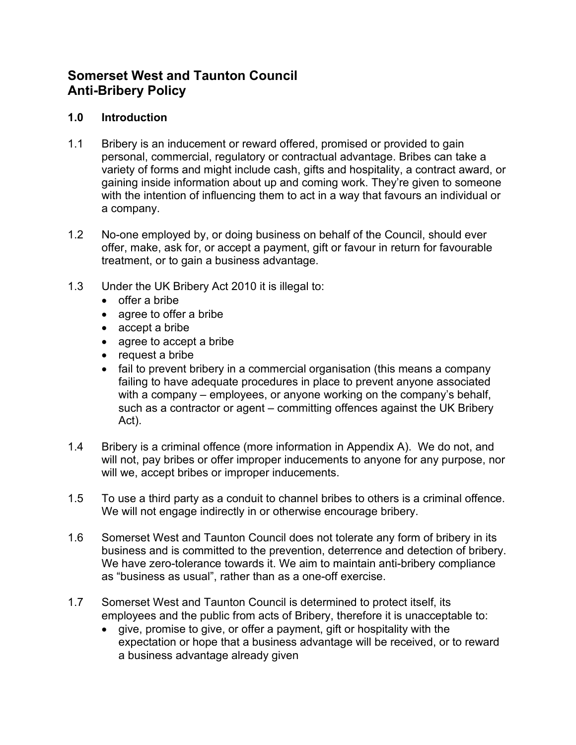# Somerset West and Taunton Council
# Anti-Bribery Policy

## 1.0 Introduction

1.1 Bribery is an inducement or reward offered, promised or provided to gain personal, commercial, regulatory or contractual advantage. Bribes can take a variety of forms and might include cash, gifts and hospitality, a contract award, or gaining inside information about up and coming work. They're given to someone with the intention of influencing them to act in a way that favours an individual or a company.

1.2 No-one employed by, or doing business on behalf of the Council, should ever offer, make, ask for, or accept a payment, gift or favour in return for favourable treatment, or to gain a business advantage.

1.3 Under the UK Bribery Act 2010 it is illegal to:

- offer a bribe
- agree to offer a bribe
- accept a bribe
- agree to accept a bribe
- request a bribe
- fail to prevent bribery in a commercial organisation (this means a company failing to have adequate procedures in place to prevent anyone associated with a company – employees, or anyone working on the company's behalf, such as a contractor or agent – committing offences against the UK Bribery Act).

1.4 Bribery is a criminal offence (more information in Appendix A). We do not, and will not, pay bribes or offer improper inducements to anyone for any purpose, nor will we, accept bribes or improper inducements.

1.5 To use a third party as a conduit to channel bribes to others is a criminal offence. We will not engage indirectly in or otherwise encourage bribery.

1.6 Somerset West and Taunton Council does not tolerate any form of bribery in its business and is committed to the prevention, deterrence and detection of bribery. We have zero-tolerance towards it. We aim to maintain anti-bribery compliance as "business as usual", rather than as a one-off exercise.

1.7 Somerset West and Taunton Council is determined to protect itself, its employees and the public from acts of Bribery, therefore it is unacceptable to:

- give, promise to give, or offer a payment, gift or hospitality with the expectation or hope that a business advantage will be received, or to reward a business advantage already given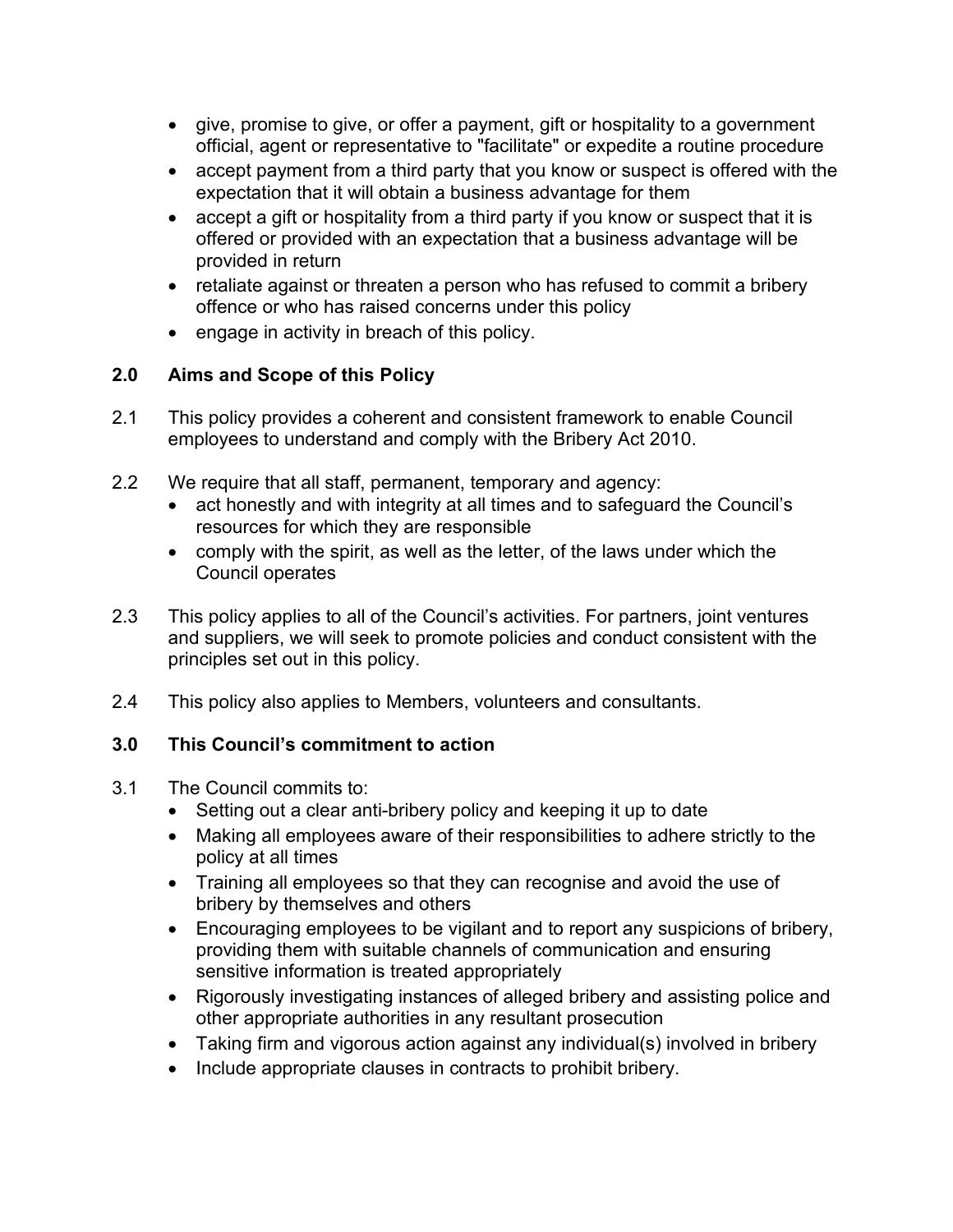- give, promise to give, or offer a payment, gift or hospitality to a government official, agent or representative to "facilitate" or expedite a routine procedure
- accept payment from a third party that you know or suspect is offered with the expectation that it will obtain a business advantage for them
- accept a gift or hospitality from a third party if you know or suspect that it is offered or provided with an expectation that a business advantage will be provided in return
- retaliate against or threaten a person who has refused to commit a bribery offence or who has raised concerns under this policy
- engage in activity in breach of this policy.

## 2.0 Aims and Scope of this Policy

2.1 This policy provides a coherent and consistent framework to enable Council employees to understand and comply with the Bribery Act 2010.

2.2 We require that all staff, permanent, temporary and agency:

- act honestly and with integrity at all times and to safeguard the Council's resources for which they are responsible
- comply with the spirit, as well as the letter, of the laws under which the Council operates

2.3 This policy applies to all of the Council's activities. For partners, joint ventures and suppliers, we will seek to promote policies and conduct consistent with the principles set out in this policy.

2.4 This policy also applies to Members, volunteers and consultants.

## 3.0 This Council's commitment to action

3.1 The Council commits to:

- Setting out a clear anti-bribery policy and keeping it up to date
- Making all employees aware of their responsibilities to adhere strictly to the policy at all times
- Training all employees so that they can recognise and avoid the use of bribery by themselves and others
- Encouraging employees to be vigilant and to report any suspicions of bribery, providing them with suitable channels of communication and ensuring sensitive information is treated appropriately
- Rigorously investigating instances of alleged bribery and assisting police and other appropriate authorities in any resultant prosecution
- Taking firm and vigorous action against any individual(s) involved in bribery
- Include appropriate clauses in contracts to prohibit bribery.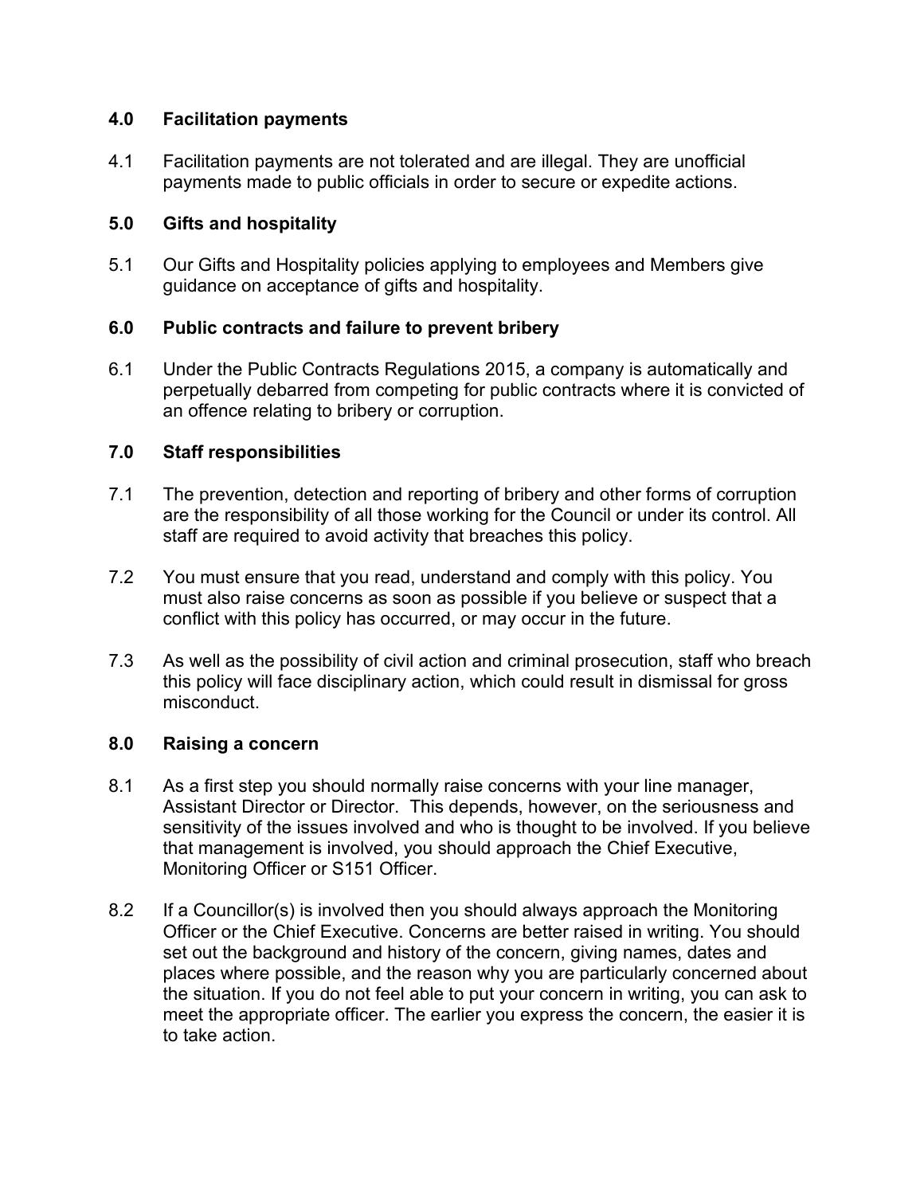## 4.0 Facilitation payments

4.1 Facilitation payments are not tolerated and are illegal. They are unofficial payments made to public officials in order to secure or expedite actions.

## 5.0 Gifts and hospitality

5.1 Our Gifts and Hospitality policies applying to employees and Members give guidance on acceptance of gifts and hospitality.

## 6.0 Public contracts and failure to prevent bribery

6.1 Under the Public Contracts Regulations 2015, a company is automatically and perpetually debarred from competing for public contracts where it is convicted of an offence relating to bribery or corruption.

## 7.0 Staff responsibilities

7.1 The prevention, detection and reporting of bribery and other forms of corruption are the responsibility of all those working for the Council or under its control. All staff are required to avoid activity that breaches this policy.

7.2 You must ensure that you read, understand and comply with this policy. You must also raise concerns as soon as possible if you believe or suspect that a conflict with this policy has occurred, or may occur in the future.

7.3 As well as the possibility of civil action and criminal prosecution, staff who breach this policy will face disciplinary action, which could result in dismissal for gross misconduct.

## 8.0 Raising a concern

8.1 As a first step you should normally raise concerns with your line manager, Assistant Director or Director. This depends, however, on the seriousness and sensitivity of the issues involved and who is thought to be involved. If you believe that management is involved, you should approach the Chief Executive, Monitoring Officer or S151 Officer.

8.2 If a Councillor(s) is involved then you should always approach the Monitoring Officer or the Chief Executive. Concerns are better raised in writing. You should set out the background and history of the concern, giving names, dates and places where possible, and the reason why you are particularly concerned about the situation. If you do not feel able to put your concern in writing, you can ask to meet the appropriate officer. The earlier you express the concern, the easier it is to take action.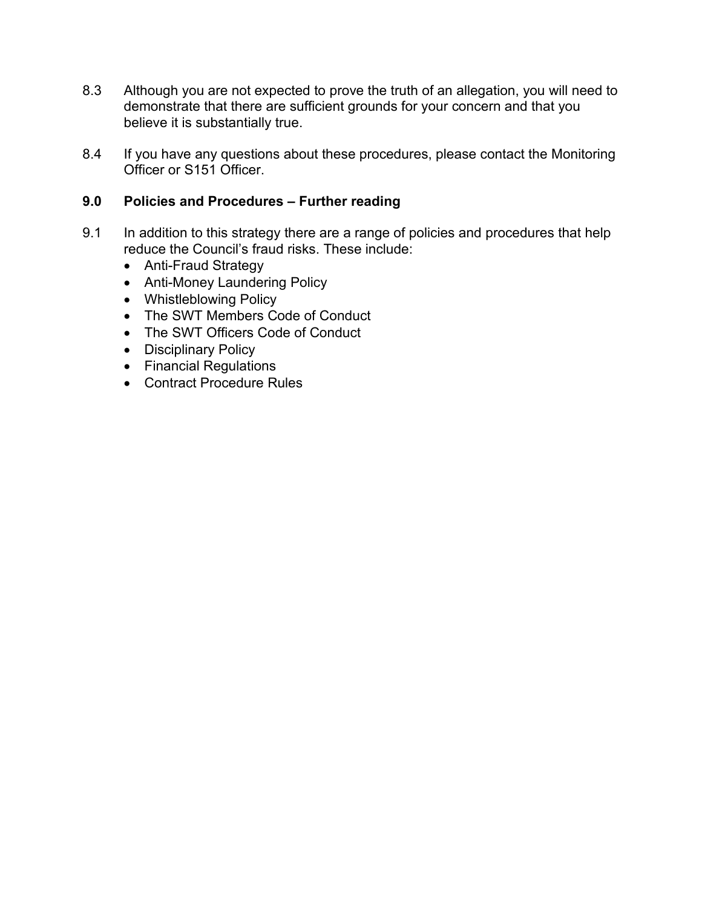8.3 Although you are not expected to prove the truth of an allegation, you will need to demonstrate that there are sufficient grounds for your concern and that you believe it is substantially true.

8.4 If you have any questions about these procedures, please contact the Monitoring Officer or S151 Officer.

## 9.0 Policies and Procedures – Further reading

9.1 In addition to this strategy there are a range of policies and procedures that help reduce the Council's fraud risks. These include:

- Anti-Fraud Strategy
- Anti-Money Laundering Policy
- Whistleblowing Policy
- The SWT Members Code of Conduct
- The SWT Officers Code of Conduct
- Disciplinary Policy
- Financial Regulations
- Contract Procedure Rules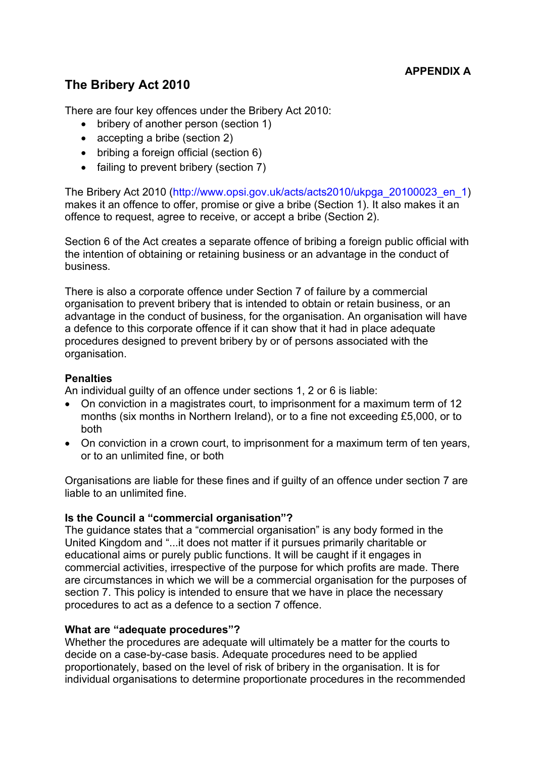**APPENDIX A**

## The Bribery Act 2010

There are four key offences under the Bribery Act 2010:

- bribery of another person (section 1)
- accepting a bribe (section 2)
- bribing a foreign official (section 6)
- failing to prevent bribery (section 7)

The Bribery Act 2010 (http://www.opsi.gov.uk/acts/acts2010/ukpga_20100023_en_1) makes it an offence to offer, promise or give a bribe (Section 1). It also makes it an offence to request, agree to receive, or accept a bribe (Section 2).

Section 6 of the Act creates a separate offence of bribing a foreign public official with the intention of obtaining or retaining business or an advantage in the conduct of business.

There is also a corporate offence under Section 7 of failure by a commercial organisation to prevent bribery that is intended to obtain or retain business, or an advantage in the conduct of business, for the organisation. An organisation will have a defence to this corporate offence if it can show that it had in place adequate procedures designed to prevent bribery by or of persons associated with the organisation.

**Penalties**

An individual guilty of an offence under sections 1, 2 or 6 is liable:

- On conviction in a magistrates court, to imprisonment for a maximum term of 12 months (six months in Northern Ireland), or to a fine not exceeding £5,000, or to both
- On conviction in a crown court, to imprisonment for a maximum term of ten years, or to an unlimited fine, or both

Organisations are liable for these fines and if guilty of an offence under section 7 are liable to an unlimited fine.

**Is the Council a "commercial organisation"?**

The guidance states that a "commercial organisation" is any body formed in the United Kingdom and "...it does not matter if it pursues primarily charitable or educational aims or purely public functions. It will be caught if it engages in commercial activities, irrespective of the purpose for which profits are made. There are circumstances in which we will be a commercial organisation for the purposes of section 7. This policy is intended to ensure that we have in place the necessary procedures to act as a defence to a section 7 offence.

**What are "adequate procedures"?**

Whether the procedures are adequate will ultimately be a matter for the courts to decide on a case-by-case basis. Adequate procedures need to be applied proportionately, based on the level of risk of bribery in the organisation. It is for individual organisations to determine proportionate procedures in the recommended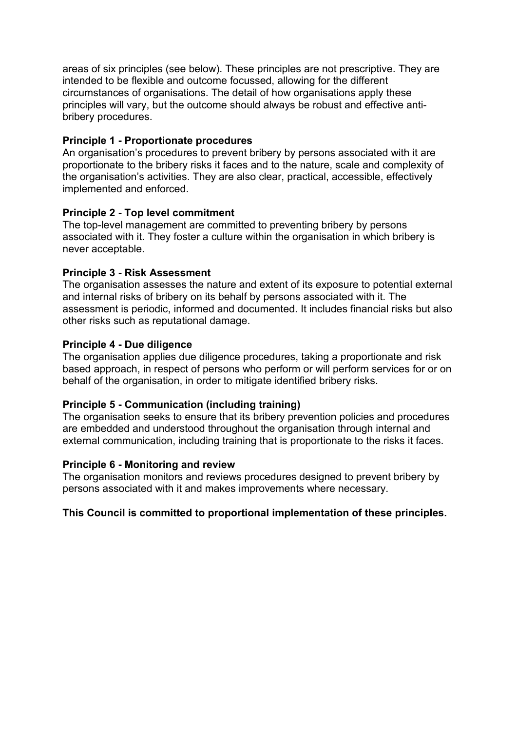areas of six principles (see below). These principles are not prescriptive. They are intended to be flexible and outcome focussed, allowing for the different circumstances of organisations. The detail of how organisations apply these principles will vary, but the outcome should always be robust and effective anti-bribery procedures.

**Principle 1 - Proportionate procedures**
An organisation's procedures to prevent bribery by persons associated with it are proportionate to the bribery risks it faces and to the nature, scale and complexity of the organisation's activities. They are also clear, practical, accessible, effectively implemented and enforced.

**Principle 2 - Top level commitment**
The top-level management are committed to preventing bribery by persons associated with it. They foster a culture within the organisation in which bribery is never acceptable.

**Principle 3 - Risk Assessment**
The organisation assesses the nature and extent of its exposure to potential external and internal risks of bribery on its behalf by persons associated with it. The assessment is periodic, informed and documented. It includes financial risks but also other risks such as reputational damage.

**Principle 4 - Due diligence**
The organisation applies due diligence procedures, taking a proportionate and risk based approach, in respect of persons who perform or will perform services for or on behalf of the organisation, in order to mitigate identified bribery risks.

**Principle 5 - Communication (including training)**
The organisation seeks to ensure that its bribery prevention policies and procedures are embedded and understood throughout the organisation through internal and external communication, including training that is proportionate to the risks it faces.

**Principle 6 - Monitoring and review**
The organisation monitors and reviews procedures designed to prevent bribery by persons associated with it and makes improvements where necessary.

**This Council is committed to proportional implementation of these principles.**